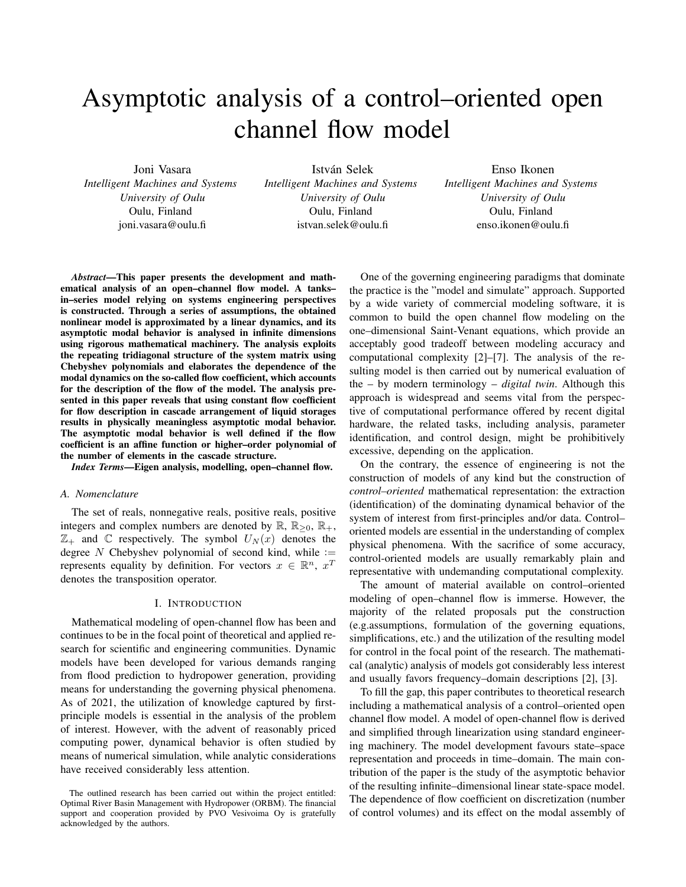# Asymptotic analysis of a control–oriented open channel flow model

Joni Vasara
*Intelligent Machines and Systems*
*University of Oulu*
Oulu, Finland
joni.vasara@oulu.fi

István Selek
*Intelligent Machines and Systems*
*University of Oulu*
Oulu, Finland
istvan.selek@oulu.fi

Enso Ikonen
*Intelligent Machines and Systems*
*University of Oulu*
Oulu, Finland
enso.ikonen@oulu.fi

***Abstract*—This paper presents the development and mathematical analysis of an open–channel flow model. A tanks–in–series model relying on systems engineering perspectives is constructed. Through a series of assumptions, the obtained nonlinear model is approximated by a linear dynamics, and its asymptotic modal behavior is analysed in infinite dimensions using rigorous mathematical machinery. The analysis exploits the repeating tridiagonal structure of the system matrix using Chebyshev polynomials and elaborates the dependence of the modal dynamics on the so-called flow coefficient, which accounts for the description of the flow of the model. The analysis presented in this paper reveals that using constant flow coefficient for flow description in cascade arrangement of liquid storages results in physically meaningless asymptotic modal behavior. The asymptotic modal behavior is well defined if the flow coefficient is an affine function or higher–order polynomial of the number of elements in the cascade structure.**

***Index Terms*—Eigen analysis, modelling, open–channel flow.**

### *A. Nomenclature*

The set of reals, nonnegative reals, positive reals, positive integers and complex numbers are denoted by $\mathbb{R}$, $\mathbb{R}_{\geq 0}$, $\mathbb{R}_{+}$, $\mathbb{Z}_{+}$ and $\mathbb{C}$ respectively. The symbol $U_N(x)$ denotes the degree $N$ Chebyshev polynomial of second kind, while $:=$ represents equality by definition. For vectors $x \in \mathbb{R}^n$, $x^T$ denotes the transposition operator.

## I. Introduction

Mathematical modeling of open-channel flow has been and continues to be in the focal point of theoretical and applied research for scientific and engineering communities. Dynamic models have been developed for various demands ranging from flood prediction to hydropower generation, providing means for understanding the governing physical phenomena. As of 2021, the utilization of knowledge captured by first-principle models is essential in the analysis of the problem of interest. However, with the advent of reasonably priced computing power, dynamical behavior is often studied by means of numerical simulation, while analytic considerations have received considerably less attention.

One of the governing engineering paradigms that dominate the practice is the "model and simulate" approach. Supported by a wide variety of commercial modeling software, it is common to build the open channel flow modeling on the one–dimensional Saint-Venant equations, which provide an acceptably good tradeoff between modeling accuracy and computational complexity [2]–[7]. The analysis of the resulting model is then carried out by numerical evaluation of the – by modern terminology – *digital twin*. Although this approach is widespread and seems vital from the perspective of computational performance offered by recent digital hardware, the related tasks, including analysis, parameter identification, and control design, might be prohibitively excessive, depending on the application.

On the contrary, the essence of engineering is not the construction of models of any kind but the construction of *control–oriented* mathematical representation: the extraction (identification) of the dominating dynamical behavior of the system of interest from first-principles and/or data. Control–oriented models are essential in the understanding of complex physical phenomena. With the sacrifice of some accuracy, control-oriented models are usually remarkably plain and representative with undemanding computational complexity.

The amount of material available on control–oriented modeling of open–channel flow is immerse. However, the majority of the related proposals put the construction (e.g.assumptions, formulation of the governing equations, simplifications, etc.) and the utilization of the resulting model for control in the focal point of the research. The mathematical (analytic) analysis of models got considerably less interest and usually favors frequency–domain descriptions [2], [3].

To fill the gap, this paper contributes to theoretical research including a mathematical analysis of a control–oriented open channel flow model. A model of open-channel flow is derived and simplified through linearization using standard engineering machinery. The model development favours state–space representation and proceeds in time–domain. The main contribution of the paper is the study of the asymptotic behavior of the resulting infinite–dimensional linear state-space model. The dependence of flow coefficient on discretization (number of control volumes) and its effect on the modal assembly of

The outlined research has been carried out within the project entitled: Optimal River Basin Management with Hydropower (ORBM). The financial support and cooperation provided by PVO Vesivoima Oy is gratefully acknowledged by the authors.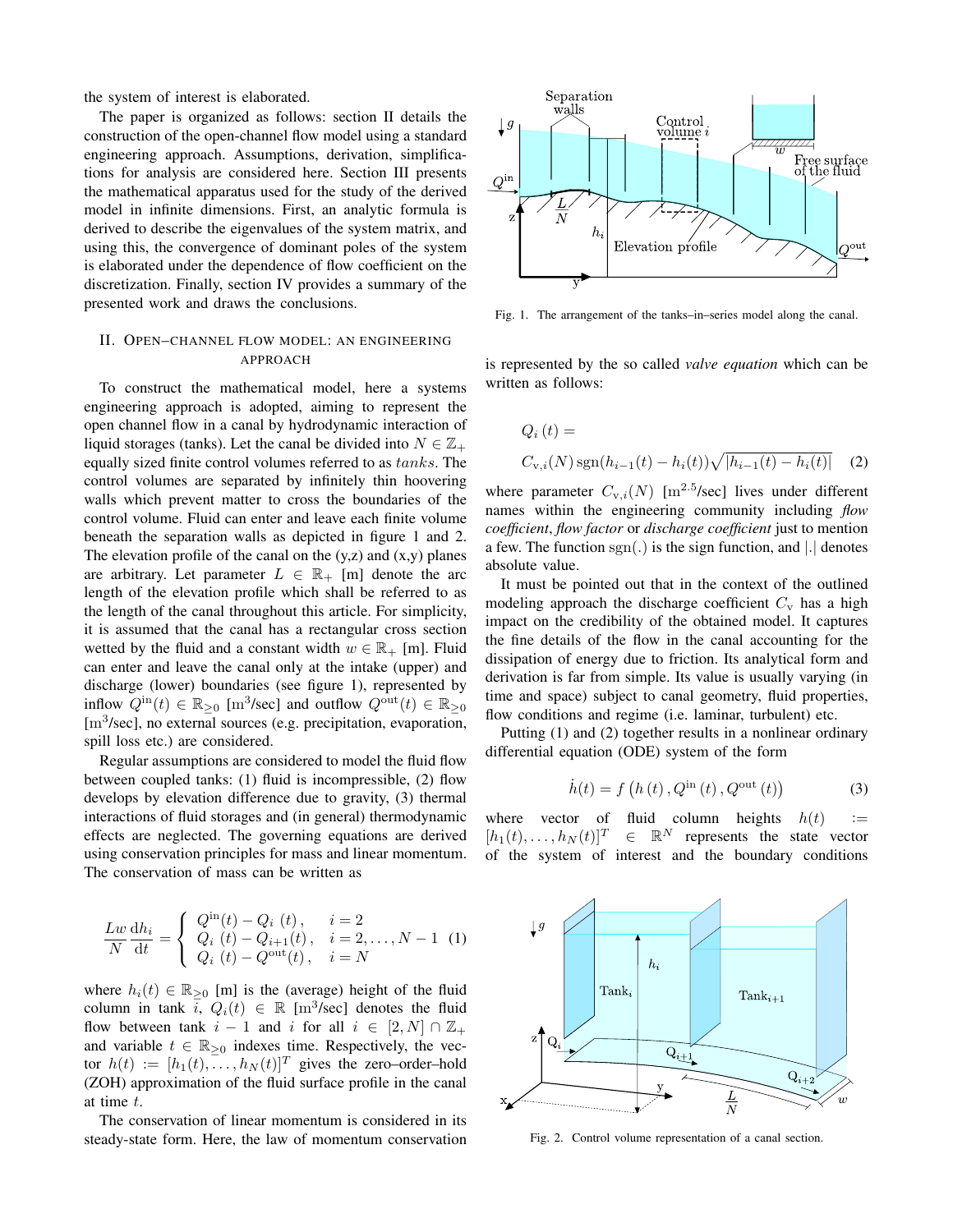the system of interest is elaborated.

The paper is organized as follows: section II details the construction of the open-channel flow model using a standard engineering approach. Assumptions, derivation, simplifications for analysis are considered here. Section III presents the mathematical apparatus used for the study of the derived model in infinite dimensions. First, an analytic formula is derived to describe the eigenvalues of the system matrix, and using this, the convergence of dominant poles of the system is elaborated under the dependence of flow coefficient on the discretization. Finally, section IV provides a summary of the presented work and draws the conclusions.

## II. Open–channel flow model: an engineering approach

To construct the mathematical model, here a systems engineering approach is adopted, aiming to represent the open channel flow in a canal by hydrodynamic interaction of liquid storages (tanks). Let the canal be divided into $N \in \mathbb{Z}_+$ equally sized finite control volumes referred to as $tanks$. The control volumes are separated by infinitely thin hoovering walls which prevent matter to cross the boundaries of the control volume. Fluid can enter and leave each finite volume beneath the separation walls as depicted in figure 1 and 2. The elevation profile of the canal on the (y,z) and (x,y) planes are arbitrary. Let parameter $L \in \mathbb{R}_+$ [m] denote the arc length of the elevation profile which shall be referred to as the length of the canal throughout this article. For simplicity, it is assumed that the canal has a rectangular cross section wetted by the fluid and a constant width $w \in \mathbb{R}_+$ [m]. Fluid can enter and leave the canal only at the intake (upper) and discharge (lower) boundaries (see figure 1), represented by inflow $Q^{\mathrm{in}}(t) \in \mathbb{R}_{\geq 0}$ [m$^3$/sec] and outflow $Q^{\mathrm{out}}(t) \in \mathbb{R}_{\geq 0}$ [m$^3$/sec], no external sources (e.g. precipitation, evaporation, spill loss etc.) are considered.

Regular assumptions are considered to model the fluid flow between coupled tanks: (1) fluid is incompressible, (2) flow develops by elevation difference due to gravity, (3) thermal interactions of fluid storages and (in general) thermodynamic effects are neglected. The governing equations are derived using conservation principles for mass and linear momentum. The conservation of mass can be written as

$$
\frac{Lw}{N}\frac{\mathrm{d}h_i}{\mathrm{d}t} = \begin{cases} Q^{\mathrm{in}}(t) - Q_i\,(t)\,, & i = 2 \\ Q_i\,(t) - Q_{i+1}(t)\,, & i = 2,\ldots,N-1 \\ Q_i\,(t) - Q^{\mathrm{out}}(t)\,, & i = N \end{cases} \quad (1)
$$

where $h_i(t) \in \mathbb{R}_{\geq 0}$ [m] is the (average) height of the fluid column in tank $i$, $Q_i(t) \in \mathbb{R}$ [m$^3$/sec] denotes the fluid flow between tank $i-1$ and $i$ for all $i \in [2, N] \cap \mathbb{Z}_+$ and variable $t \in \mathbb{R}_{\geq 0}$ indexes time. Respectively, the vector $h(t) := [h_1(t), \ldots, h_N(t)]^T$ gives the zero–order–hold (ZOH) approximation of the fluid surface profile in the canal at time $t$.

The conservation of linear momentum is considered in its steady-state form. Here, the law of momentum conservation is represented by the so called *valve equation* which can be written as follows:

$$
Q_i\,(t) = C_{\mathrm{v},i}(N)\,\mathrm{sgn}(h_{i-1}(t) - h_i(t))\sqrt{|h_{i-1}(t) - h_i(t)|} \quad (2)
$$

where parameter $C_{\mathrm{v},i}(N)$ [m$^{2.5}$/sec] lives under different names within the engineering community including *flow coefficient*, *flow factor* or *discharge coefficient* just to mention a few. The function $\mathrm{sgn}(.)$ is the sign function, and $|.|$ denotes absolute value.

It must be pointed out that in the context of the outlined modeling approach the discharge coefficient $C_{\mathrm{v}}$ has a high impact on the credibility of the obtained model. It captures the fine details of the flow in the canal accounting for the dissipation of energy due to friction. Its analytical form and derivation is far from simple. Its value is usually varying (in time and space) subject to canal geometry, fluid properties, flow conditions and regime (i.e. laminar, turbulent) etc.

Putting (1) and (2) together results in a nonlinear ordinary differential equation (ODE) system of the form

$$
\dot{h}(t) = f\left(h\,(t)\,, Q^{\mathrm{in}}\,(t)\,, Q^{\mathrm{out}}\,(t)\right) \quad (3)
$$

where vector of fluid column heights $h(t) := [h_1(t), \ldots, h_N(t)]^T \in \mathbb{R}^N$ represents the state vector of the system of interest and the boundary conditions

Fig. 1. The arrangement of the tanks–in–series model along the canal.

Fig. 2. Control volume representation of a canal section.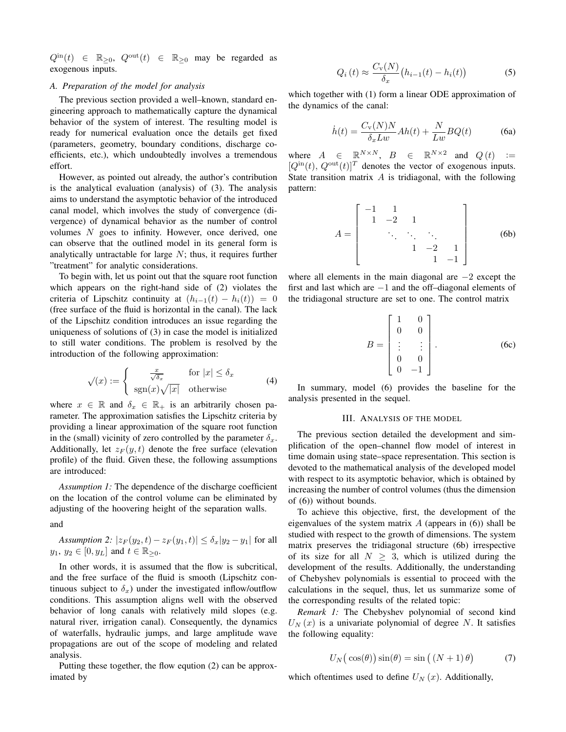$Q^{\text{in}}(t) \in \mathbb{R}_{\geq 0}$, $Q^{\text{out}}(t) \in \mathbb{R}_{\geq 0}$ may be regarded as exogenous inputs.

### A. Preparation of the model for analysis

The previous section provided a well–known, standard engineering approach to mathematically capture the dynamical behavior of the system of interest. The resulting model is ready for numerical evaluation once the details get fixed (parameters, geometry, boundary conditions, discharge coefficients, etc.), which undoubtedly involves a tremendous effort.

However, as pointed out already, the author's contribution is the analytical evaluation (analysis) of (3). The analysis aims to understand the asymptotic behavior of the introduced canal model, which involves the study of convergence (divergence) of dynamical behavior as the number of control volumes $N$ goes to infinity. However, once derived, one can observe that the outlined model in its general form is analytically untractable for large $N$; thus, it requires further "treatment" for analytic considerations.

To begin with, let us point out that the square root function which appears on the right-hand side of (2) violates the criteria of Lipschitz continuity at $(h_{i-1}(t) - h_i(t)) = 0$ (free surface of the fluid is horizontal in the canal). The lack of the Lipschitz condition introduces an issue regarding the uniqueness of solutions of (3) in case the model is initialized to still water conditions. The problem is resolved by the introduction of the following approximation:

$$\sqrt{}(x) := \begin{cases} \frac{x}{\sqrt{\delta_x}} & \text{for } |x| \leq \delta_x \\ \text{sgn}(x)\sqrt{|x|} & \text{otherwise} \end{cases} \tag{4}$$

where $x \in \mathbb{R}$ and $\delta_x \in \mathbb{R}_+$ is an arbitrarily chosen parameter. The approximation satisfies the Lipschitz criteria by providing a linear approximation of the square root function in the (small) vicinity of zero controlled by the parameter $\delta_x$. Additionally, let $z_F(y,t)$ denote the free surface (elevation profile) of the fluid. Given these, the following assumptions are introduced:

*Assumption 1:* The dependence of the discharge coefficient on the location of the control volume can be eliminated by adjusting of the hoovering height of the separation walls.

and

*Assumption 2:* $|z_F(y_2,t) - z_F(y_1,t)| \leq \delta_x |y_2 - y_1|$ for all $y_1,\, y_2 \in [0, y_L]$ and $t \in \mathbb{R}_{\geq 0}$.

In other words, it is assumed that the flow is subcritical, and the free surface of the fluid is smooth (Lipschitz continuous subject to $\delta_x$) under the investigated inflow/outflow conditions. This assumption aligns well with the observed behavior of long canals with relatively mild slopes (e.g. natural river, irrigation canal). Consequently, the dynamics of waterfalls, hydraulic jumps, and large amplitude wave propagations are out of the scope of modeling and related analysis.

Putting these together, the flow eqution (2) can be approximated by

$$Q_i\,(t) \approx \frac{C_{\text{v}}(N)}{\delta_x}\big(h_{i-1}(t) - h_i(t)\big) \tag{5}$$

which together with (1) form a linear ODE approximation of the dynamics of the canal:

$$\dot{h}(t) = \frac{C_{\text{v}}(N)N}{\delta_x L w} A h(t) + \frac{N}{Lw} B Q(t) \tag{6a}$$

where $A \in \mathbb{R}^{N\times N}$, $B \in \mathbb{R}^{N\times 2}$ and $Q\,(t) := [Q^{\text{in}}(t),\, Q^{\text{out}}(t)]^T$ denotes the vector of exogenous inputs. State transition matrix $A$ is tridiagonal, with the following pattern:

$$A = \begin{bmatrix} -1 & 1 & & & \\ 1 & -2 & 1 & & \\ & \ddots & \ddots & \ddots & \\ & & 1 & -2 & 1 \\ & & & 1 & -1 \end{bmatrix} \tag{6b}$$

where all elements in the main diagonal are $-2$ except the first and last which are $-1$ and the off–diagonal elements of the tridiagonal structure are set to one. The control matrix

$$B = \begin{bmatrix} 1 & 0 \\ 0 & 0 \\ \vdots & \vdots \\ 0 & 0 \\ 0 & -1 \end{bmatrix}. \tag{6c}$$

In summary, model (6) provides the baseline for the analysis presented in the sequel.

## III. Analysis of the model

The previous section detailed the development and simplification of the open–channel flow model of interest in time domain using state–space representation. This section is devoted to the mathematical analysis of the developed model with respect to its asymptotic behavior, which is obtained by increasing the number of control volumes (thus the dimension of (6)) without bounds.

To achieve this objective, first, the development of the eigenvalues of the system matrix $A$ (appears in (6)) shall be studied with respect to the growth of dimensions. The system matrix preserves the tridiagonal structure (6b) irrespective of its size for all $N \geq 3$, which is utilized during the development of the results. Additionally, the understanding of Chebyshev polynomials is essential to proceed with the calculations in the sequel, thus, let us summarize some of the corresponding results of the related topic:

*Remark 1:* The Chebyshev polynomial of second kind $U_N\,(x)$ is a univariate polynomial of degree $N$. It satisfies the following equality:

$$U_N\big(\cos(\theta)\big)\sin(\theta) = \sin\big((N+1)\,\theta\big) \tag{7}$$

which oftentimes used to define $U_N\,(x)$. Additionally,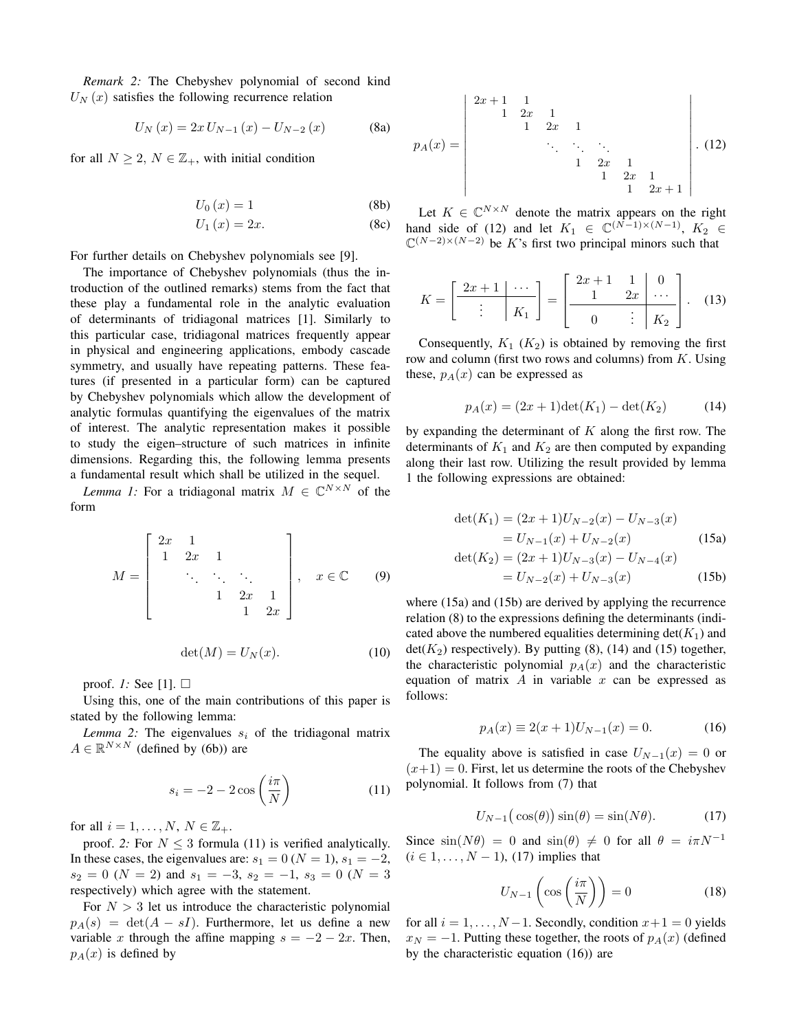*Remark 2:* The Chebyshev polynomial of second kind $U_N(x)$ satisfies the following recurrence relation

$$U_N(x) = 2x\, U_{N-1}(x) - U_{N-2}(x) \tag{8a}$$

for all $N \geq 2$, $N \in \mathbb{Z}_+$, with initial condition

$$U_0(x) = 1 \tag{8b}$$
$$U_1(x) = 2x. \tag{8c}$$

For further details on Chebyshev polynomials see [9].

The importance of Chebyshev polynomials (thus the introduction of the outlined remarks) stems from the fact that these play a fundamental role in the analytic evaluation of determinants of tridiagonal matrices [1]. Similarly to this particular case, tridiagonal matrices frequently appear in physical and engineering applications, embody cascade symmetry, and usually have repeating patterns. These features (if presented in a particular form) can be captured by Chebyshev polynomials which allow the development of analytic formulas quantifying the eigenvalues of the matrix of interest. The analytic representation makes it possible to study the eigen–structure of such matrices in infinite dimensions. Regarding this, the following lemma presents a fundamental result which shall be utilized in the sequel.

*Lemma 1:* For a tridiagonal matrix $M \in \mathbb{C}^{N \times N}$ of the form

$$M = \begin{bmatrix} 2x & 1 & & & \\ 1 & 2x & 1 & & \\ & \ddots & \ddots & \ddots & \\ & & 1 & 2x & 1 \\ & & & 1 & 2x \end{bmatrix}, \quad x \in \mathbb{C} \tag{9}$$

$$\det(M) = U_N(x). \tag{10}$$

proof. *1:* See [1]. $\square$

Using this, one of the main contributions of this paper is stated by the following lemma:

*Lemma 2:* The eigenvalues $s_i$ of the tridiagonal matrix $A \in \mathbb{R}^{N \times N}$ (defined by (6b)) are

$$s_i = -2 - 2\cos\left(\frac{i\pi}{N}\right) \tag{11}$$

for all $i = 1, \ldots, N$, $N \in \mathbb{Z}_+$.

proof. *2:* For $N \leq 3$ formula (11) is verified analytically. In these cases, the eigenvalues are: $s_1 = 0$ ($N = 1$), $s_1 = -2$, $s_2 = 0$ ($N = 2$) and $s_1 = -3$, $s_2 = -1$, $s_3 = 0$ ($N = 3$ respectively) which agree with the statement.

For $N > 3$ let us introduce the characteristic polynomial $p_A(s) = \det(A - sI)$. Furthermore, let us define a new variable $x$ through the affine mapping $s = -2 - 2x$. Then, $p_A(x)$ is defined by

$$p_A(x) = \begin{vmatrix} 2x+1 & 1 & & & & & \\ 1 & 2x & 1 & & & & \\ & 1 & 2x & 1 & & & \\ & & \ddots & \ddots & \ddots & & \\ & & & 1 & 2x & 1 & \\ & & & & 1 & 2x & 1 \\ & & & & & 1 & 2x+1 \end{vmatrix}. \tag{12}$$

Let $K \in \mathbb{C}^{N \times N}$ denote the matrix appears on the right hand side of (12) and let $K_1 \in \mathbb{C}^{(N-1)\times(N-1)}$, $K_2 \in \mathbb{C}^{(N-2)\times(N-2)}$ be $K$'s first two principal minors such that

$$K = \left[\begin{array}{c|c} 2x+1 & \cdots \\ \hline \vdots & K_1 \end{array}\right] = \left[\begin{array}{cc|c} 2x+1 & 1 & 0 \\ 1 & 2x & \cdots \\ \hline 0 & \vdots & K_2 \end{array}\right]. \tag{13}$$

Consequently, $K_1$ ($K_2$) is obtained by removing the first row and column (first two rows and columns) from $K$. Using these, $p_A(x)$ can be expressed as

$$p_A(x) = (2x+1)\det(K_1) - \det(K_2) \tag{14}$$

by expanding the determinant of $K$ along the first row. The determinants of $K_1$ and $K_2$ are then computed by expanding along their last row. Utilizing the result provided by lemma 1 the following expressions are obtained:

$$\begin{aligned} \det(K_1) &= (2x+1)U_{N-2}(x) - U_{N-3}(x) \\ &= U_{N-1}(x) + U_{N-2}(x) \end{aligned} \tag{15a}$$
$$\begin{aligned} \det(K_2) &= (2x+1)U_{N-3}(x) - U_{N-4}(x) \\ &= U_{N-2}(x) + U_{N-3}(x) \end{aligned} \tag{15b}$$

where (15a) and (15b) are derived by applying the recurrence relation (8) to the expressions defining the determinants (indicated above the numbered equalities determining $\det(K_1)$ and $\det(K_2)$ respectively). By putting (8), (14) and (15) together, the characteristic polynomial $p_A(x)$ and the characteristic equation of matrix $A$ in variable $x$ can be expressed as follows:

$$p_A(x) \equiv 2(x+1)U_{N-1}(x) = 0. \tag{16}$$

The equality above is satisfied in case $U_{N-1}(x) = 0$ or $(x+1) = 0$. First, let us determine the roots of the Chebyshev polynomial. It follows from (7) that

$$U_{N-1}\big(\cos(\theta)\big)\sin(\theta) = \sin(N\theta). \tag{17}$$

Since $\sin(N\theta) = 0$ and $\sin(\theta) \neq 0$ for all $\theta = i\pi N^{-1}$ ($i \in 1, \ldots, N-1$), (17) implies that

$$U_{N-1}\left(\cos\left(\frac{i\pi}{N}\right)\right) = 0 \tag{18}$$

for all $i = 1, \ldots, N-1$. Secondly, condition $x+1 = 0$ yields $x_N = -1$. Putting these together, the roots of $p_A(x)$ (defined by the characteristic equation (16)) are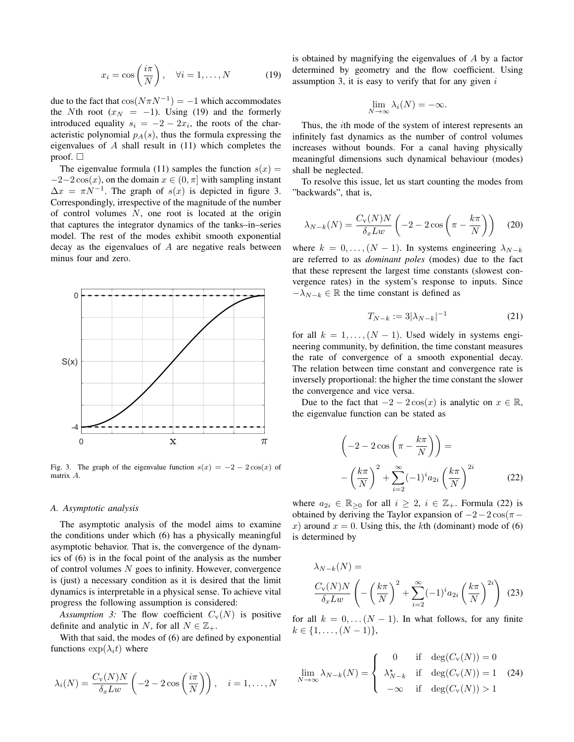$$x_i = \cos\left(\frac{i\pi}{N}\right), \quad \forall i = 1, \ldots, N \tag{19}$$

due to the fact that $\cos(N\pi N^{-1}) = -1$ which accommodates the $N$th root ($x_N = -1$). Using (19) and the formerly introduced equality $s_i = -2 - 2x_i$, the roots of the characteristic polynomial $p_A(s)$, thus the formula expressing the eigenvalues of $A$ shall result in (11) which completes the proof. □

The eigenvalue formula (11) samples the function $s(x) = -2-2\cos(x)$, on the domain $x \in (0, \pi]$ with sampling instant $\Delta x = \pi N^{-1}$. The graph of $s(x)$ is depicted in figure 3. Correspondingly, irrespective of the magnitude of the number of control volumes $N$, one root is located at the origin that captures the integrator dynamics of the tanks–in–series model. The rest of the modes exhibit smooth exponential decay as the eigenvalues of $A$ are negative reals between minus four and zero.

Fig. 3. The graph of the eigenvalue function $s(x) = -2 - 2\cos(x)$ of matrix $A$.

### A. Asymptotic analysis

The asymptotic analysis of the model aims to examine the conditions under which (6) has a physically meaningful asymptotic behavior. That is, the convergence of the dynamics of (6) is in the focal point of the analysis as the number of control volumes $N$ goes to infinity. However, convergence is (just) a necessary condition as it is desired that the limit dynamics is interpretable in a physical sense. To achieve vital progress the following assumption is considered:

*Assumption 3:* The flow coefficient $C_\mathrm{v}(N)$ is positive definite and analytic in $N$, for all $N \in \mathbb{Z}_+$.

With that said, the modes of (6) are defined by exponential functions $\exp(\lambda_i t)$ where

$$\lambda_i(N) = \frac{C_\mathrm{v}(N)N}{\delta_x L w}\left(-2 - 2\cos\left(\frac{i\pi}{N}\right)\right), \quad i = 1, \ldots, N$$

is obtained by magnifying the eigenvalues of $A$ by a factor determined by geometry and the flow coefficient. Using assumption 3, it is easy to verify that for any given $i$

$$\lim_{N\to\infty} \lambda_i(N) = -\infty.$$

Thus, the $i$th mode of the system of interest represents an infinitely fast dynamics as the number of control volumes increases without bounds. For a canal having physically meaningful dimensions such dynamical behaviour (modes) shall be neglected.

To resolve this issue, let us start counting the modes from "backwards", that is,

$$\lambda_{N-k}(N) = \frac{C_\mathrm{v}(N)N}{\delta_x L w}\left(-2 - 2\cos\left(\pi - \frac{k\pi}{N}\right)\right) \tag{20}$$

where $k = 0, \ldots, (N-1)$. In systems engineering $\lambda_{N-k}$ are referred to as *dominant poles* (modes) due to the fact that these represent the largest time constants (slowest convergence rates) in the system's response to inputs. Since $-\lambda_{N-k} \in \mathbb{R}$ the time constant is defined as

$$T_{N-k} := 3|\lambda_{N-k}|^{-1} \tag{21}$$

for all $k = 1, \ldots, (N-1)$. Used widely in systems engineering community, by definition, the time constant measures the rate of convergence of a smooth exponential decay. The relation between time constant and convergence rate is inversely proportional: the higher the time constant the slower the convergence and vice versa.

Due to the fact that $-2 - 2\cos(x)$ is analytic on $x \in \mathbb{R}$, the eigenvalue function can be stated as

$$\left(-2 - 2\cos\left(\pi - \frac{k\pi}{N}\right)\right) = -\left(\frac{k\pi}{N}\right)^2 + \sum_{i=2}^{\infty}(-1)^i a_{2i}\left(\frac{k\pi}{N}\right)^{2i} \tag{22}$$

where $a_{2i} \in \mathbb{R}_{\geq 0}$ for all $i \geq 2$, $i \in \mathbb{Z}_+$. Formula (22) is obtained by deriving the Taylor expansion of $-2-2\cos(\pi - x)$ around $x = 0$. Using this, the $k$th (dominant) mode of (6) is determined by

$$\lambda_{N-k}(N) = \frac{C_\mathrm{v}(N)N}{\delta_x L w}\left(-\left(\frac{k\pi}{N}\right)^2 + \sum_{i=2}^{\infty}(-1)^i a_{2i}\left(\frac{k\pi}{N}\right)^{2i}\right) \tag{23}$$

for all $k = 0, \ldots (N-1)$. In what follows, for any finite $k \in \{1, \ldots, (N-1)\}$,

$$\lim_{N\to\infty} \lambda_{N-k}(N) = \begin{cases} 0 & \text{if} \quad \deg(C_\mathrm{v}(N)) = 0 \\ \lambda^\star_{N-k} & \text{if} \quad \deg(C_\mathrm{v}(N)) = 1 \\ -\infty & \text{if} \quad \deg(C_\mathrm{v}(N)) > 1 \end{cases} \tag{24}$$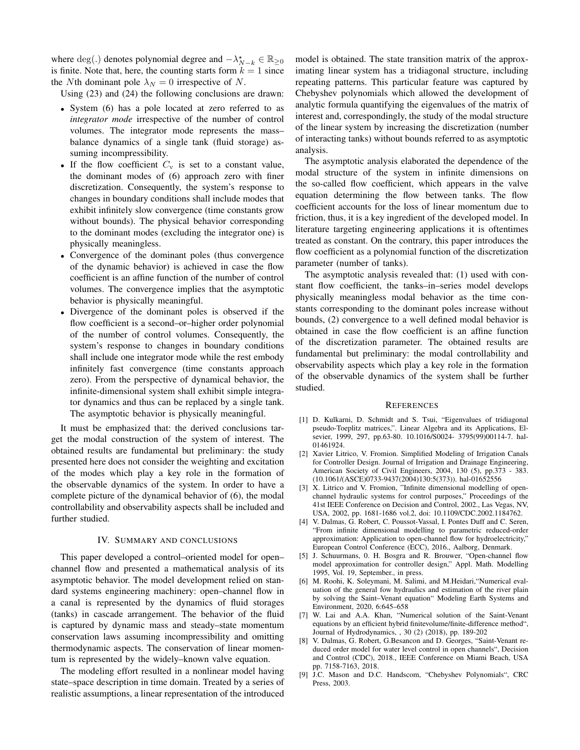where $\deg(.)$ denotes polynomial degree and $-\lambda^{\star}_{N-k} \in \mathbb{R}_{\geq 0}$ is finite. Note that, here, the counting starts form $k = 1$ since the $N$th dominant pole $\lambda_N = 0$ irrespective of $N$.

Using (23) and (24) the following conclusions are drawn:

- System (6) has a pole located at zero referred to as *integrator mode* irrespective of the number of control volumes. The integrator mode represents the mass–balance dynamics of a single tank (fluid storage) assuming incompressibility.
- If the flow coefficient $C_{\mathrm{v}}$ is set to a constant value, the dominant modes of (6) approach zero with finer discretization. Consequently, the system's response to changes in boundary conditions shall include modes that exhibit infinitely slow convergence (time constants grow without bounds). The physical behavior corresponding to the dominant modes (excluding the integrator one) is physically meaningless.
- Convergence of the dominant poles (thus convergence of the dynamic behavior) is achieved in case the flow coefficient is an affine function of the number of control volumes. The convergence implies that the asymptotic behavior is physically meaningful.
- Divergence of the dominant poles is observed if the flow coefficient is a second–or–higher order polynomial of the number of control volumes. Consequently, the system's response to changes in boundary conditions shall include one integrator mode while the rest embody infinitely fast convergence (time constants approach zero). From the perspective of dynamical behavior, the infinite-dimensional system shall exhibit simple integrator dynamics and thus can be replaced by a single tank. The asymptotic behavior is physically meaningful.

It must be emphasized that: the derived conclusions target the modal construction of the system of interest. The obtained results are fundamental but preliminary: the study presented here does not consider the weighting and excitation of the modes which play a key role in the formation of the observable dynamics of the system. In order to have a complete picture of the dynamical behavior of (6), the modal controllability and observability aspects shall be included and further studied.

## IV. Summary and conclusions

This paper developed a control–oriented model for open–channel flow and presented a mathematical analysis of its asymptotic behavior. The model development relied on standard systems engineering machinery: open–channel flow in a canal is represented by the dynamics of fluid storages (tanks) in cascade arrangement. The behavior of the fluid is captured by dynamic mass and steady–state momentum conservation laws assuming incompressibility and omitting thermodynamic aspects. The conservation of linear momentum is represented by the widely–known valve equation.

The modeling effort resulted in a nonlinear model having state–space description in time domain. Treated by a series of realistic assumptions, a linear representation of the introduced model is obtained. The state transition matrix of the approximating linear system has a tridiagonal structure, including repeating patterns. This particular feature was captured by Chebyshev polynomials which allowed the development of analytic formula quantifying the eigenvalues of the matrix of interest and, correspondingly, the study of the modal structure of the linear system by increasing the discretization (number of interacting tanks) without bounds referred to as asymptotic analysis.

The asymptotic analysis elaborated the dependence of the modal structure of the system in infinite dimensions on the so-called flow coefficient, which appears in the valve equation determining the flow between tanks. The flow coefficient accounts for the loss of linear momentum due to friction, thus, it is a key ingredient of the developed model. In literature targeting engineering applications it is oftentimes treated as constant. On the contrary, this paper introduces the flow coefficient as a polynomial function of the discretization parameter (number of tanks).

The asymptotic analysis revealed that: (1) used with constant flow coefficient, the tanks–in–series model develops physically meaningless modal behavior as the time constants corresponding to the dominant poles increase without bounds, (2) convergence to a well defined modal behavior is obtained in case the flow coefficient is an affine function of the discretization parameter. The obtained results are fundamental but preliminary: the modal controllability and observability aspects which play a key role in the formation of the observable dynamics of the system shall be further studied.

## References

[1] D. Kulkarni, D. Schmidt and S. Tsui, "Eigenvalues of tridiagonal pseudo-Toeplitz matrices,". Linear Algebra and its Applications, Elsevier, 1999, 297, pp.63-80. 10.1016/S0024- 3795(99)00114-7. hal-01461924.

[2] Xavier Litrico, V. Fromion. Simplified Modeling of Irrigation Canals for Controller Design. Journal of Irrigation and Drainage Engineering, American Society of Civil Engineers, 2004, 130 (5), pp.373 - 383. (10.1061/(ASCE)0733-9437(2004)130:5(373)). hal-01652556

[3] X. Litrico and V. Fromion, "Infinite dimensional modelling of open-channel hydraulic systems for control purposes," Proceedings of the 41st IEEE Conference on Decision and Control, 2002., Las Vegas, NV, USA, 2002, pp. 1681-1686 vol.2, doi: 10.1109/CDC.2002.1184762.

[4] V. Dalmas, G. Robert, C. Poussot-Vassal, I. Pontes Duff and C. Seren, "From infinite dimensional modelling to parametric reduced-order approximation: Application to open-channel flow for hydroelectricity," European Control Conference (ECC), 2016., Aalborg, Denmark.

[5] J. Schuurmans, 0. H. Bosgra and R. Brouwer, "Open-channel flow model approximation for controller design," Appl. Math. Modelling 1995, Vol. 19, September., in press.

[6] M. Roohi, K. Soleymani, M. Salimi, and M.Heidari,"Numerical evaluation of the general fow hydraulics and estimation of the river plain by solving the Saint–Venant equation" Modeling Earth Systems and Environment, 2020, 6:645–658

[7] W. Lai and A.A. Khan, "Numerical solution of the Saint-Venant equations by an efficient hybrid finitevolume/finite-difference method", Journal of Hydrodynamics, , 30 (2) (2018), pp. 189-202

[8] V. Dalmas, G. Robert, G.Besancon and D. Georges, "Saint-Venant reduced order model for water level control in open channels", Decision and Control (CDC), 2018., IEEE Conference on Miami Beach, USA pp. 7158-7163, 2018.

[9] J.C. Mason and D.C. Handscom, "Chebyshev Polynomials", CRC Press, 2003.